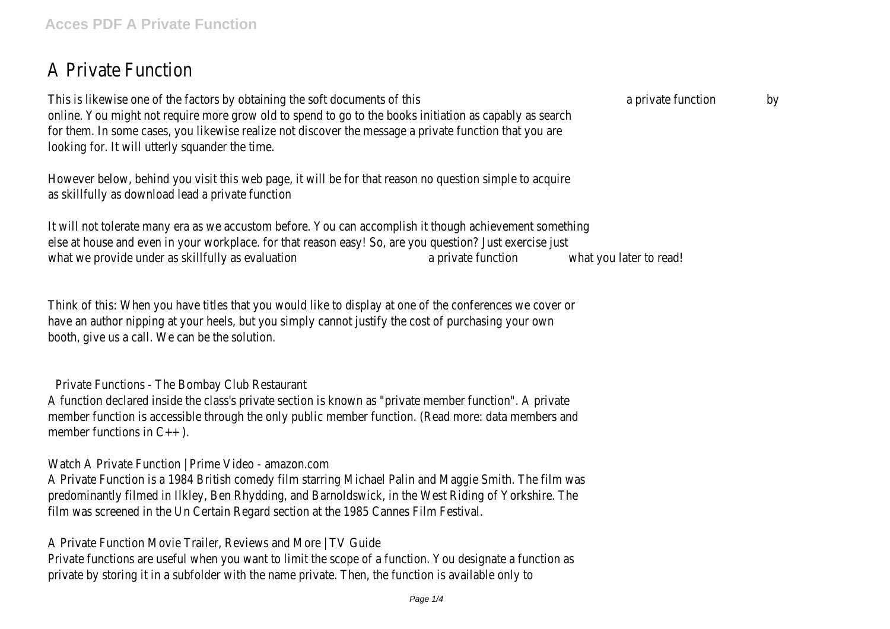# A Private Function

This is likewise one of the factors by obtaining the soft documents of this a private function by online. You might not require more grow old to spend to go to the books initiation as capably as search for them. In some cases, you likewise realize not discover the message a private function that you are looking for. It will utterly squander the time.

However below, behind you visit this web page, it will be for that reason no question simple to acquire as skillfully as download lead a private function

It will not tolerate many era as we accustom before. You can accomplish it though achievement something else at house and even in your workplace. for that reason easy! So, are you question? Just exercise just what we provide under as skillfully as evaluation a private function what you later to read!

Think of this: When you have titles that you would like to display at one of the conferences we cover or have an author nipping at your heels, but you simply cannot justify the cost of purchasing your own booth, give us a call. We can be the solution.

## Private Functions - The Bombay Club Restaurant

A function declared inside the class's private section is known as "private member function". A private member function is accessible through the only public member function. (Read more: data members and member functions in C++ ).

## Watch A Private Function | Prime Video - amazon.com

A Private Function is a 1984 British comedy film starring Michael Palin and Maggie Smith. The film was predominantly filmed in Ilkley, Ben Rhydding, and Barnoldswick, in the West Riding of Yorkshire. The film was screened in the Un Certain Regard section at the 1985 Cannes Film Festival.

## A Private Function Movie Trailer, Reviews and More | TV Guide

Private functions are useful when you want to limit the scope of a function. You designate a function as private by storing it in a subfolder with the name private. Then, the function is available only to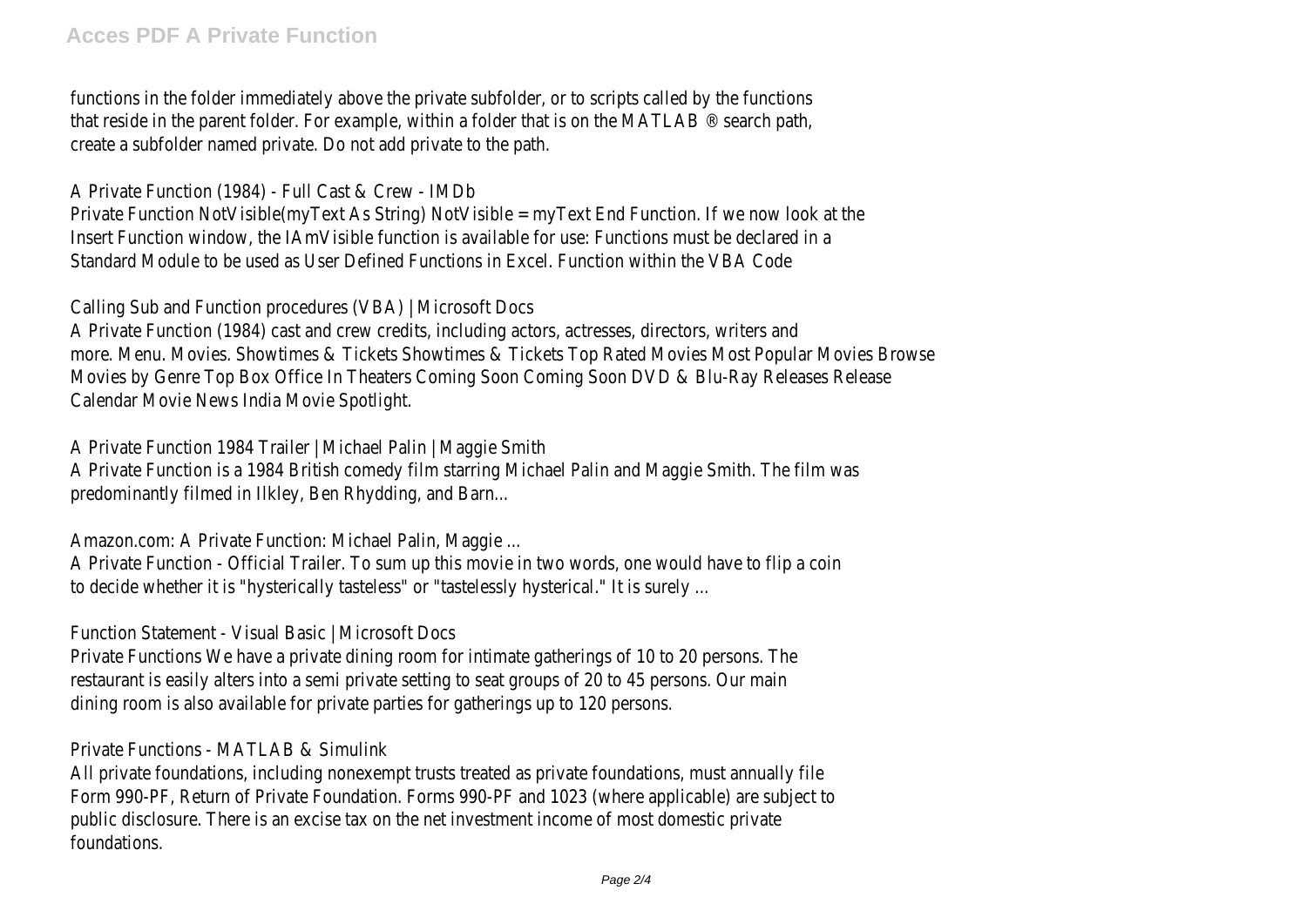functions in the folder immediately above the private subfolder, or to scripts called by the functions that reside in the parent folder. For example, within a folder that is on the MATLAB ® search path, create a subfolder named private. Do not add private to the path.

A Private Function (1984) - Full Cast & Crew - IMDb

Private Function NotVisible(myText As String) NotVisible = myText End Function. If we now look at the Insert Function window, the IAmVisible function is available for use: Functions must be declared in a Standard Module to be used as User Defined Functions in Excel. Function within the VBA Code

Calling Sub and Function procedures (VBA) | Microsoft Docs

A Private Function (1984) cast and crew credits, including actors, actresses, directors, writers and more. Menu. Movies. Showtimes & Tickets Showtimes & Tickets Top Rated Movies Most Popular Movies Browse Movies by Genre Top Box Office In Theaters Coming Soon Coming Soon DVD & Blu-Ray Releases Release Calendar Movie News India Movie Spotlight.

A Private Function 1984 Trailer | Michael Palin | Maggie Smith

A Private Function is a 1984 British comedy film starring Michael Palin and Maggie Smith. The film was predominantly filmed in Ilkley, Ben Rhydding, and Barn...

Amazon.com: A Private Function: Michael Palin, Maggie ...

A Private Function - Official Trailer. To sum up this movie in two words, one would have to flip a coin to decide whether it is "hysterically tasteless" or "tastelessly hysterical." It is surely ...

Function Statement - Visual Basic | Microsoft Docs

Private Functions We have a private dining room for intimate gatherings of 10 to 20 persons. The restaurant is easily alters into a semi private setting to seat groups of 20 to 45 persons. Our main dining room is also available for private parties for gatherings up to 120 persons.

Private Functions - MATLAB & Simulink

All private foundations, including nonexempt trusts treated as private foundations, must annually file Form 990-PF, Return of Private Foundation. Forms 990-PF and 1023 (where applicable) are subject to public disclosure. There is an excise tax on the net investment income of most domestic private foundations.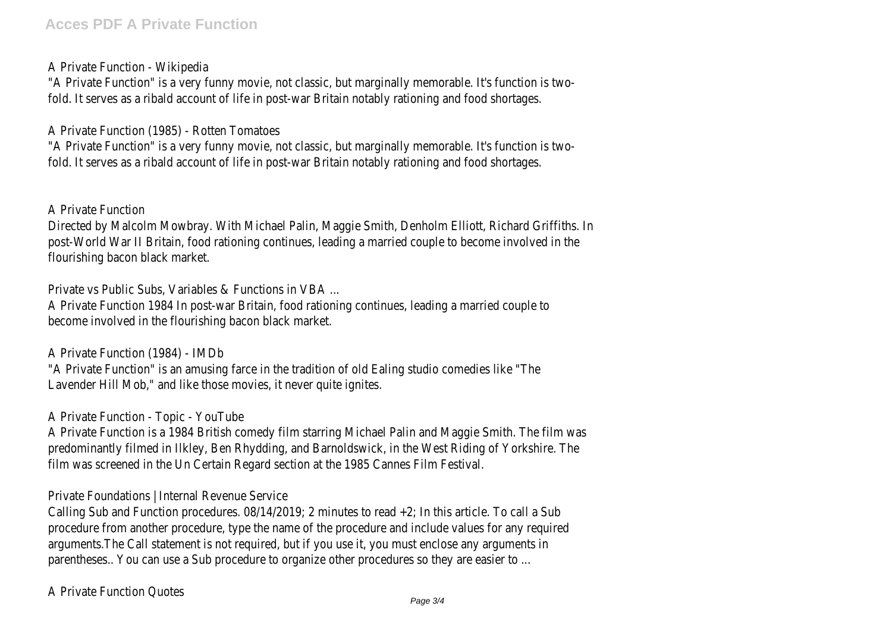A Private Function - Wikipedia

"A Private Function" is a very funny movie, not classic, but marginally memorable. It's function is two-fold. It serves as a ribald account of life in post-war Britain notably rationing and food shortages.

A Private Function (1985) - Rotten Tomatoes

"A Private Function" is a very funny movie, not classic, but marginally memorable. It's function is two-fold. It serves as a ribald account of life in post-war Britain notably rationing and food shortages.

A Private Function

Directed by Malcolm Mowbray. With Michael Palin, Maggie Smith, Denholm Elliott, Richard Griffiths. In post-World War II Britain, food rationing continues, leading a married couple to become involved in the flourishing bacon black market.

Private vs Public Subs, Variables & Functions in VBA ...

A Private Function 1984 In post-war Britain, food rationing continues, leading a married couple to become involved in the flourishing bacon black market.

A Private Function (1984) - IMDb

"A Private Function" is an amusing farce in the tradition of old Ealing studio comedies like "The Lavender Hill Mob," and like those movies, it never quite ignites.

A Private Function - Topic - YouTube

A Private Function is a 1984 British comedy film starring Michael Palin and Maggie Smith. The film was predominantly filmed in Ilkley, Ben Rhydding, and Barnoldswick, in the West Riding of Yorkshire. The film was screened in the Un Certain Regard section at the 1985 Cannes Film Festival.

Private Foundations | Internal Revenue Service

Calling Sub and Function procedures. 08/14/2019; 2 minutes to read +2; In this article. To call a Sub procedure from another procedure, type the name of the procedure and include values for any required arguments.The Call statement is not required, but if you use it, you must enclose any arguments in parentheses.. You can use a Sub procedure to organize other procedures so they are easier to ...

A Private Function Quotes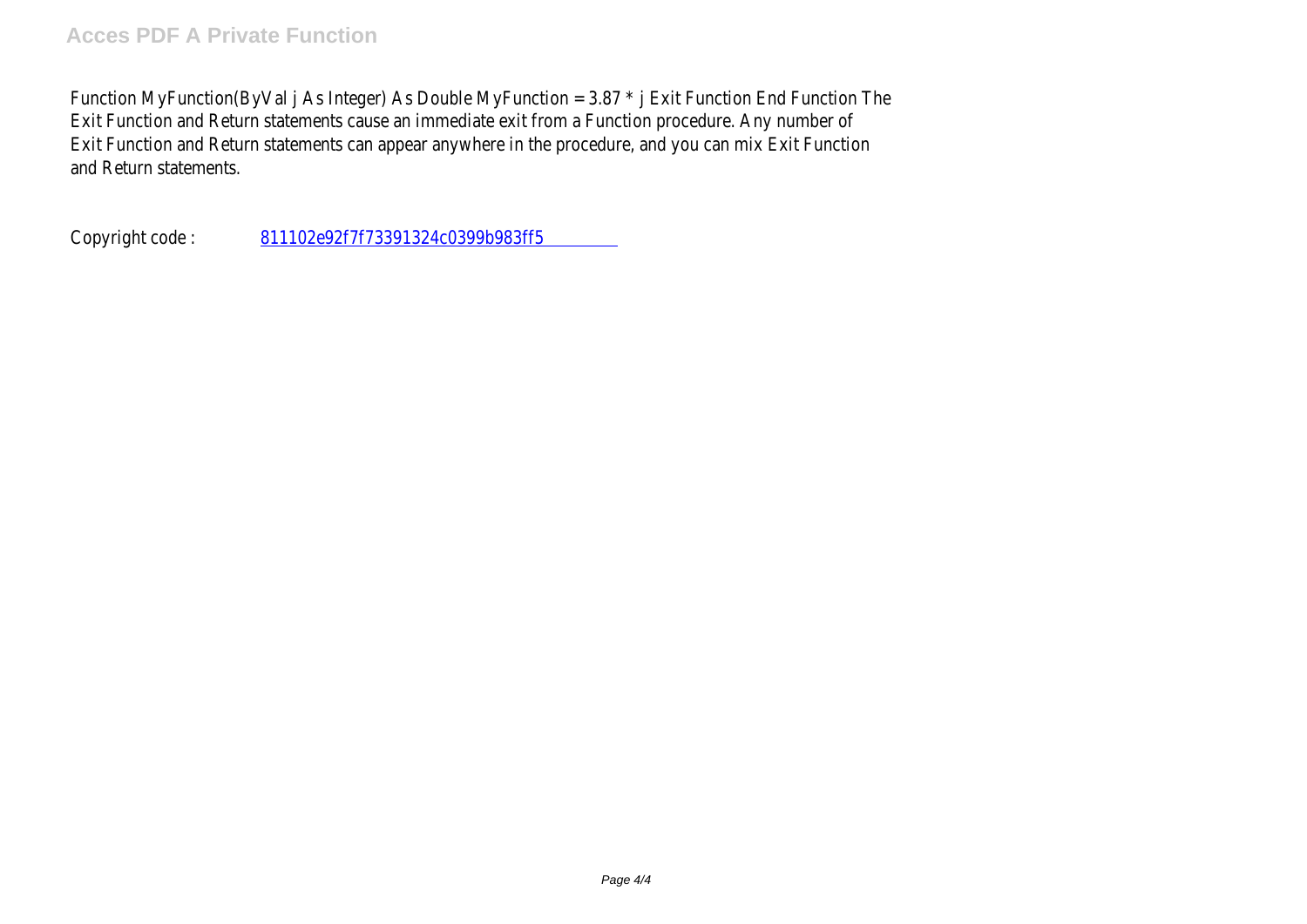Function MyFunction(ByVal j As Integer) As Double MyFunction = 3.87 * j Exit Function End Function The Exit Function and Return statements cause an immediate exit from a Function procedure. Any number of Exit Function and Return statements can appear anywhere in the procedure, and you can mix Exit Function and Return statements.

Copyright code : 811102e92f7f73391324c0399b983ff5